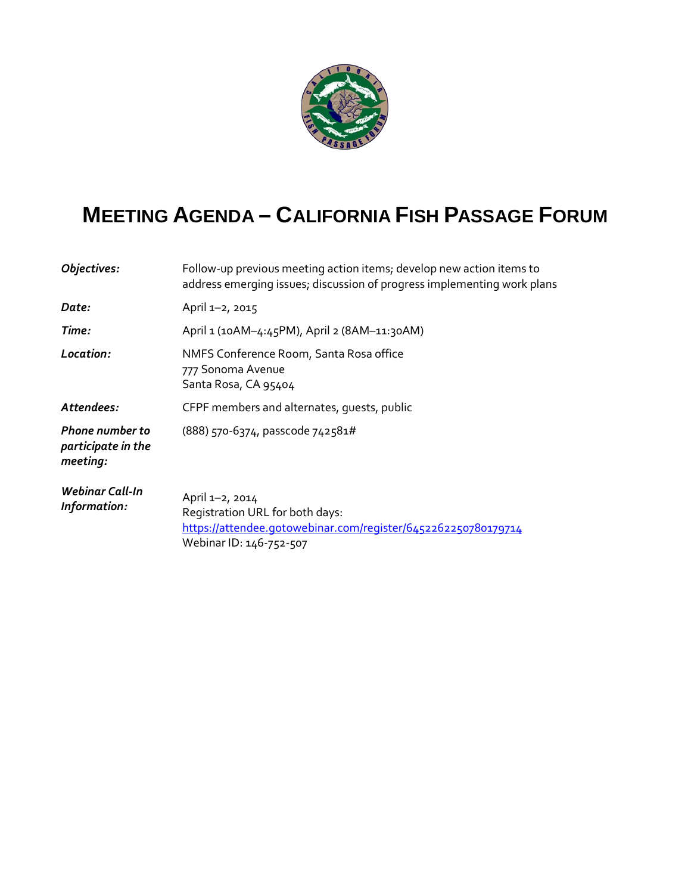# MEETING AGENDA – CALIFORNIA FISH PASSAGE FORUM

| | |
|---|---|
| ***Objectives:*** | Follow-up previous meeting action items; develop new action items to address emerging issues; discussion of progress implementing work plans |
| ***Date:*** | April 1–2, 2015 |
| ***Time:*** | April 1 (10AM–4:45PM), April 2 (8AM–11:30AM) |
| ***Location:*** | NMFS Conference Room, Santa Rosa office<br>777 Sonoma Avenue<br>Santa Rosa, CA 95404 |
| ***Attendees:*** | CFPF members and alternates, guests, public |
| ***Phone number to participate in the meeting:*** | (888) 570-6374, passcode 742581# |
| ***Webinar Call-In Information:*** | April 1–2, 2014<br>Registration URL for both days:<br>https://attendee.gotowebinar.com/register/6452262250780179714<br>Webinar ID: 146-752-507 |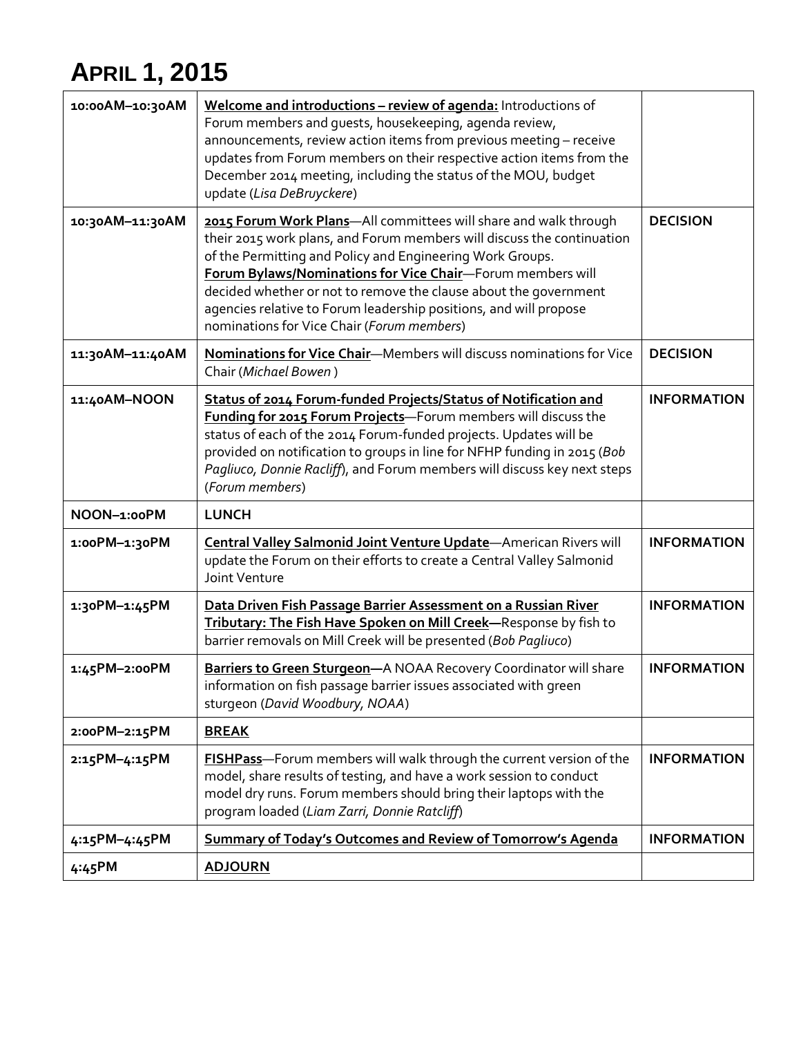# APRIL 1, 2015

| | | |
|---|---|---|
| 10:00AM–10:30AM | **Welcome and introductions – review of agenda:** Introductions of Forum members and guests, housekeeping, agenda review, announcements, review action items from previous meeting – receive updates from Forum members on their respective action items from the December 2014 meeting, including the status of the MOU, budget update (*Lisa DeBruyckere*) | |
| 10:30AM–11:30AM | **2015 Forum Work Plans**—All committees will share and walk through their 2015 work plans, and Forum members will discuss the continuation of the Permitting and Policy and Engineering Work Groups. **Forum Bylaws/Nominations for Vice Chair**—Forum members will decided whether or not to remove the clause about the government agencies relative to Forum leadership positions, and will propose nominations for Vice Chair (*Forum members*) | **DECISION** |
| 11:30AM–11:40AM | **Nominations for Vice Chair**—Members will discuss nominations for Vice Chair (*Michael Bowen* ) | **DECISION** |
| 11:40AM–NOON | **Status of 2014 Forum-funded Projects/Status of Notification and Funding for 2015 Forum Projects**—Forum members will discuss the status of each of the 2014 Forum-funded projects. Updates will be provided on notification to groups in line for NFHP funding in 2015 (*Bob Pagliuco, Donnie Racliff*), and Forum members will discuss key next steps (*Forum members*) | **INFORMATION** |
| NOON–1:00PM | **LUNCH** | |
| 1:00PM–1:30PM | **Central Valley Salmonid Joint Venture Update**—American Rivers will update the Forum on their efforts to create a Central Valley Salmonid Joint Venture | **INFORMATION** |
| 1:30PM–1:45PM | **Data Driven Fish Passage Barrier Assessment on a Russian River Tributary: The Fish Have Spoken on Mill Creek—**Response by fish to barrier removals on Mill Creek will be presented (*Bob Pagliuco*) | **INFORMATION** |
| 1:45PM–2:00PM | **Barriers to Green Sturgeon—**A NOAA Recovery Coordinator will share information on fish passage barrier issues associated with green sturgeon (*David Woodbury, NOAA*) | **INFORMATION** |
| 2:00PM–2:15PM | **BREAK** | |
| 2:15PM–4:15PM | **FISHPass**—Forum members will walk through the current version of the model, share results of testing, and have a work session to conduct model dry runs. Forum members should bring their laptops with the program loaded (*Liam Zarri, Donnie Ratcliff*) | **INFORMATION** |
| 4:15PM–4:45PM | **Summary of Today's Outcomes and Review of Tomorrow's Agenda** | **INFORMATION** |
| 4:45PM | **ADJOURN** | |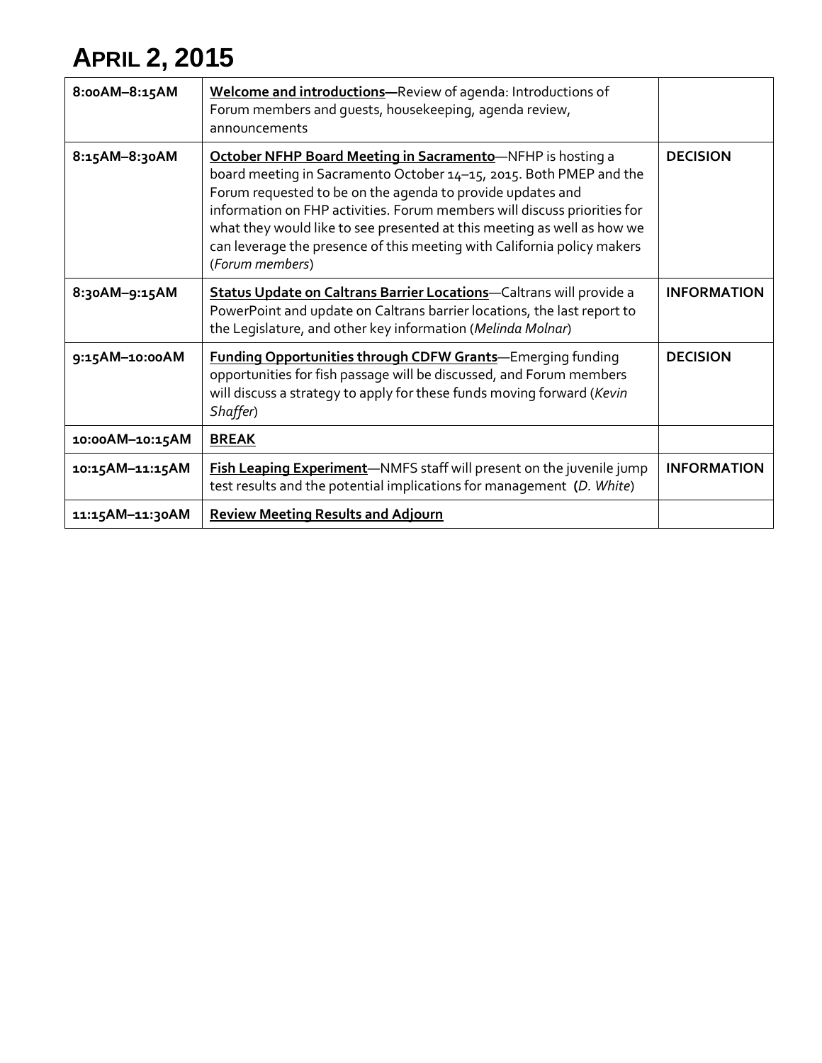# April 2, 2015

| | | |
|---|---|---|
| **8:00AM–8:15AM** | **Welcome and introductions—**Review of agenda: Introductions of Forum members and guests, housekeeping, agenda review, announcements | |
| **8:15AM–8:30AM** | **October NFHP Board Meeting in Sacramento**—NFHP is hosting a board meeting in Sacramento October 14–15, 2015. Both PMEP and the Forum requested to be on the agenda to provide updates and information on FHP activities. Forum members will discuss priorities for what they would like to see presented at this meeting as well as how we can leverage the presence of this meeting with California policy makers (*Forum members*) | **DECISION** |
| **8:30AM–9:15AM** | **Status Update on Caltrans Barrier Locations**—Caltrans will provide a PowerPoint and update on Caltrans barrier locations, the last report to the Legislature, and other key information (*Melinda Molnar*) | **INFORMATION** |
| **9:15AM–10:00AM** | **Funding Opportunities through CDFW Grants**—Emerging funding opportunities for fish passage will be discussed, and Forum members will discuss a strategy to apply for these funds moving forward (*Kevin Shaffer*) | **DECISION** |
| **10:00AM–10:15AM** | **BREAK** | |
| **10:15AM–11:15AM** | **Fish Leaping Experiment**—NMFS staff will present on the juvenile jump test results and the potential implications for management **(***D. White*) | **INFORMATION** |
| **11:15AM–11:30AM** | **Review Meeting Results and Adjourn** | |